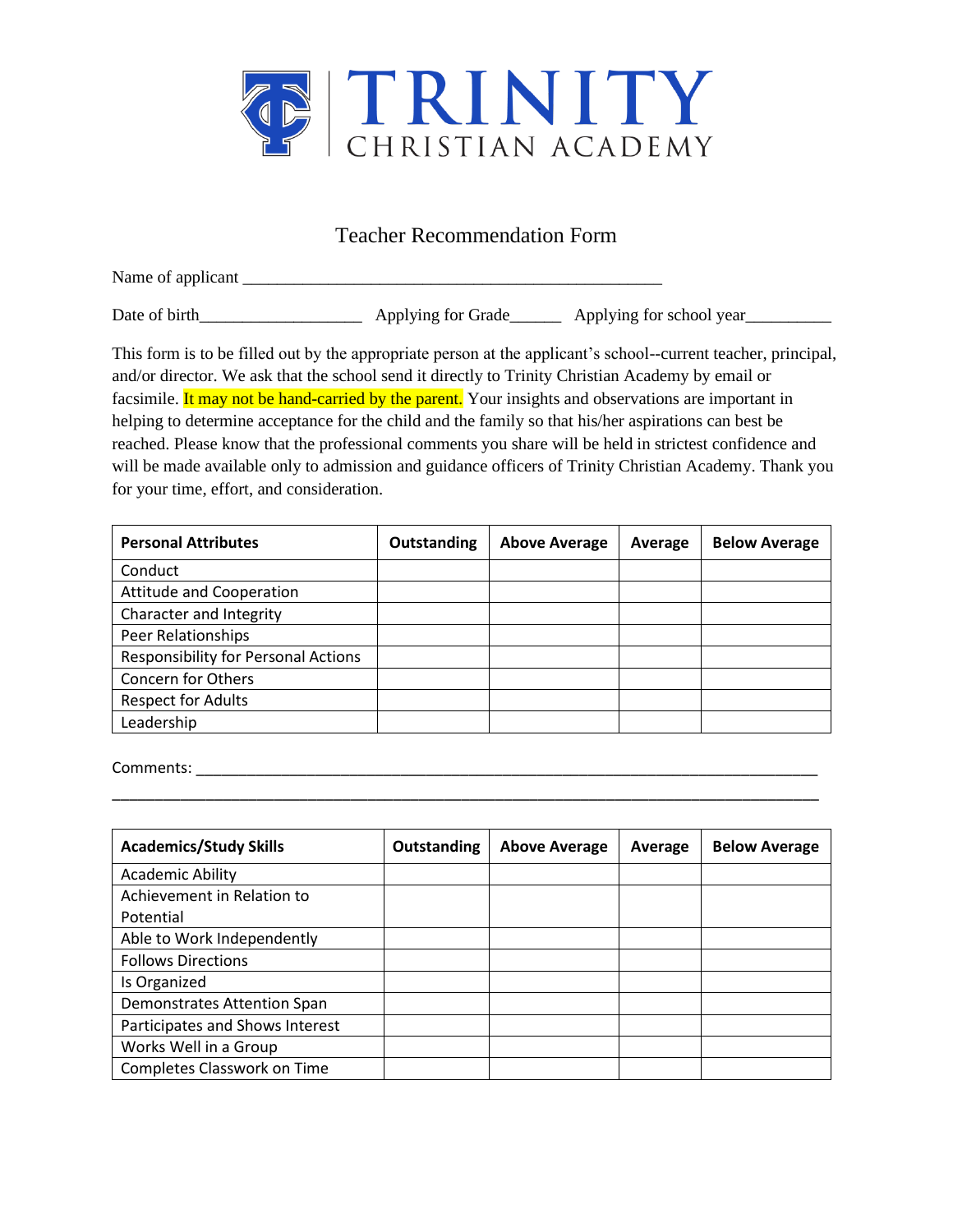# TRINITY CHRISTIAN ACADEMY

## Teacher Recommendation Form

Name of applicant ______________________________________________

Date of birth__________________ Applying for Grade______ Applying for school year__________

This form is to be filled out by the appropriate person at the applicant's school--current teacher, principal, and/or director. We ask that the school send it directly to Trinity Christian Academy by email or facsimile. It may not be hand-carried by the parent. Your insights and observations are important in helping to determine acceptance for the child and the family so that his/her aspirations can best be reached. Please know that the professional comments you share will be held in strictest confidence and will be made available only to admission and guidance officers of Trinity Christian Academy. Thank you for your time, effort, and consideration.

| **Personal Attributes** | **Outstanding** | **Above Average** | **Average** | **Below Average** |
|---|---|---|---|---|
| Conduct | | | | |
| Attitude and Cooperation | | | | |
| Character and Integrity | | | | |
| Peer Relationships | | | | |
| Responsibility for Personal Actions | | | | |
| Concern for Others | | | | |
| Respect for Adults | | | | |
| Leadership | | | | |

Comments: ______________________________________________________________________

________________________________________________________________________________

| **Academics/Study Skills** | **Outstanding** | **Above Average** | **Average** | **Below Average** |
|---|---|---|---|---|
| Academic Ability | | | | |
| Achievement in Relation to Potential | | | | |
| Able to Work Independently | | | | |
| Follows Directions | | | | |
| Is Organized | | | | |
| Demonstrates Attention Span | | | | |
| Participates and Shows Interest | | | | |
| Works Well in a Group | | | | |
| Completes Classwork on Time | | | | |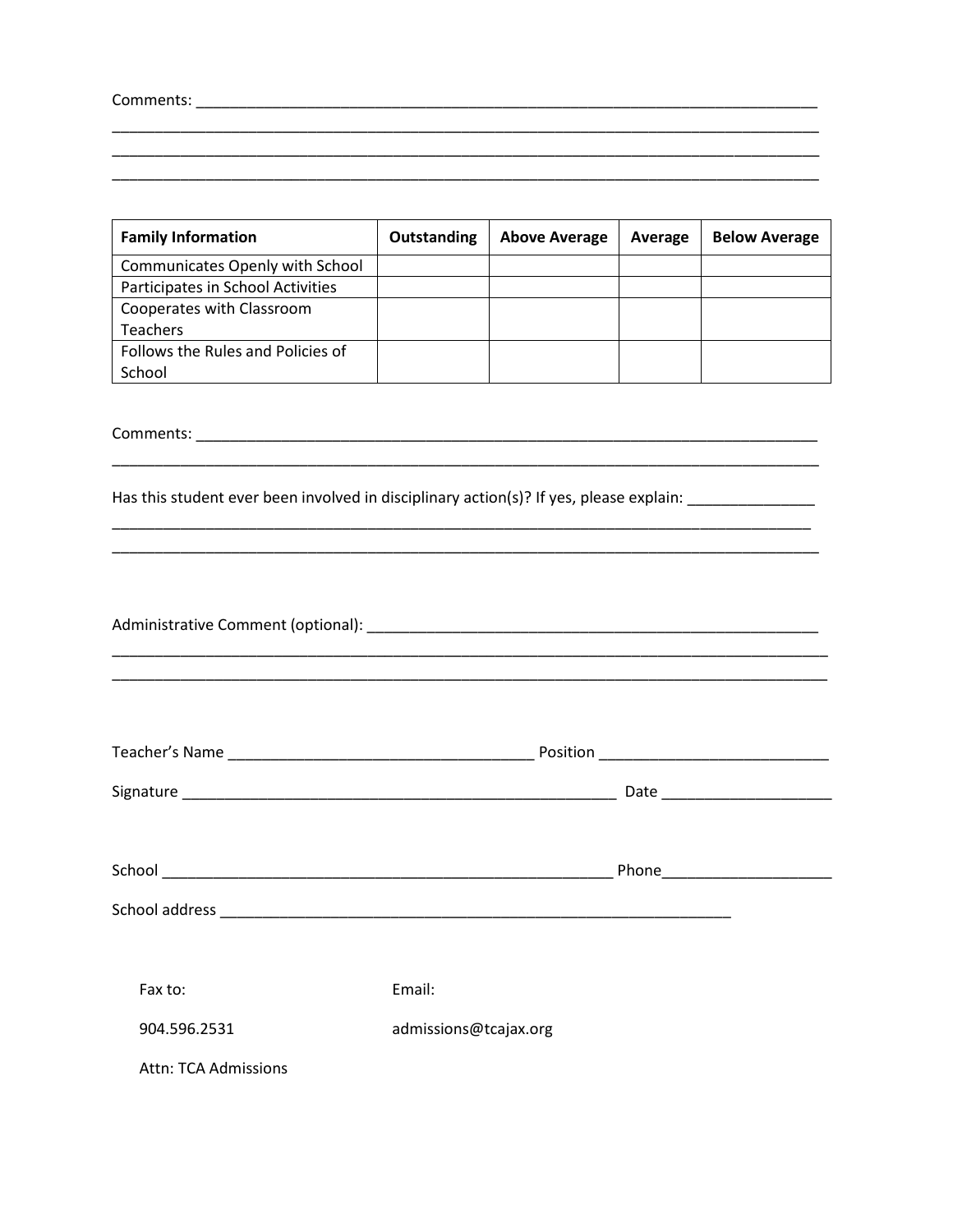Comments: ______________________________________________________________________________
_______________________________________________________________________________________
_______________________________________________________________________________________
_______________________________________________________________________________________

| Family Information | Outstanding | Above Average | Average | Below Average |
|---|---|---|---|---|
| Communicates Openly with School | | | | |
| Participates in School Activities | | | | |
| Cooperates with Classroom Teachers | | | | |
| Follows the Rules and Policies of School | | | | |

Comments: ______________________________________________________________________________
_______________________________________________________________________________________

Has this student ever been involved in disciplinary action(s)? If yes, please explain: _______________
______________________________________________________________________________________
_______________________________________________________________________________________

Administrative Comment (optional): _______________________________________________________
_________________________________________________________________________________________
_________________________________________________________________________________________

Teacher's Name ____________________________________ Position ___________________________

Signature ____________________________________________________ Date ____________________

School ______________________________________________________ Phone____________________

School address _____________________________________________________________

Fax to:

904.596.2531

Attn: TCA Admissions

Email:

admissions@tcajax.org